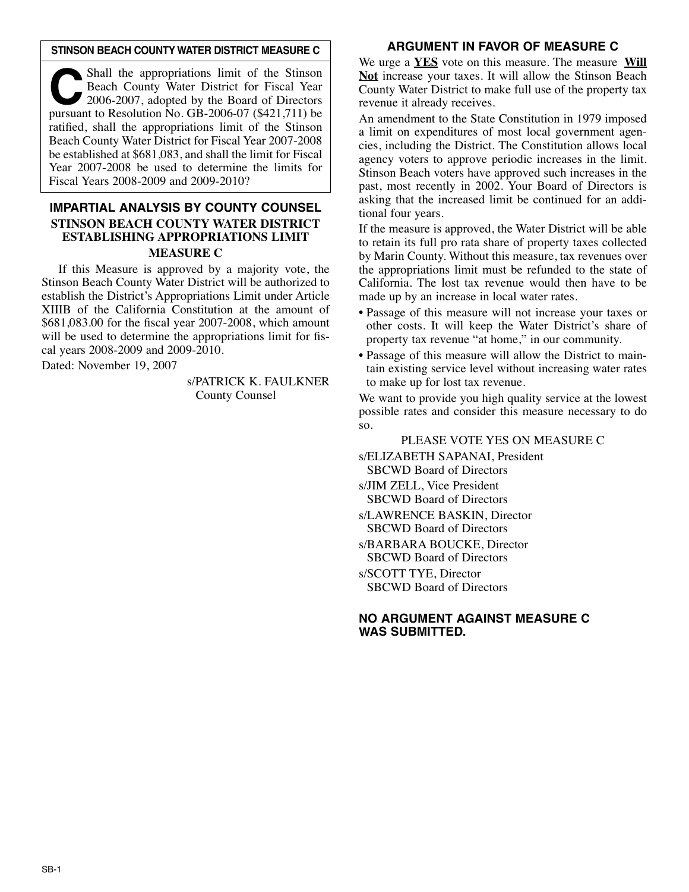## STINSON BEACH COUNTY WATER DISTRICT MEASURE C

**C** Shall the appropriations limit of the Stinson Beach County Water District for Fiscal Year 2006-2007, adopted by the Board of Directors pursuant to Resolution No. GB-2006-07 ($421,711) be ratified, shall the appropriations limit of the Stinson Beach County Water District for Fiscal Year 2007-2008 be established at $681,083, and shall the limit for Fiscal Year 2007-2008 be used to determine the limits for Fiscal Years 2008-2009 and 2009-2010?

## IMPARTIAL ANALYSIS BY COUNTY COUNSEL

### STINSON BEACH COUNTY WATER DISTRICT ESTABLISHING APPROPRIATIONS LIMIT

### MEASURE C

If this Measure is approved by a majority vote, the Stinson Beach County Water District will be authorized to establish the District's Appropriations Limit under Article XIIIB of the California Constitution at the amount of $681,083.00 for the fiscal year 2007-2008, which amount will be used to determine the appropriations limit for fiscal years 2008-2009 and 2009-2010.

Dated: November 19, 2007

s/PATRICK K. FAULKNER
County Counsel

## ARGUMENT IN FAVOR OF MEASURE C

We urge a **YES** vote on this measure. The measure **Will Not** increase your taxes. It will allow the Stinson Beach County Water District to make full use of the property tax revenue it already receives.

An amendment to the State Constitution in 1979 imposed a limit on expenditures of most local government agencies, including the District. The Constitution allows local agency voters to approve periodic increases in the limit. Stinson Beach voters have approved such increases in the past, most recently in 2002. Your Board of Directors is asking that the increased limit be continued for an additional four years.

If the measure is approved, the Water District will be able to retain its full pro rata share of property taxes collected by Marin County. Without this measure, tax revenues over the appropriations limit must be refunded to the state of California. The lost tax revenue would then have to be made up by an increase in local water rates.

- Passage of this measure will not increase your taxes or other costs. It will keep the Water District's share of property tax revenue "at home," in our community.
- Passage of this measure will allow the District to maintain existing service level without increasing water rates to make up for lost tax revenue.

We want to provide you high quality service at the lowest possible rates and consider this measure necessary to do so.

PLEASE VOTE YES ON MEASURE C

s/ELIZABETH SAPANAI, President
SBCWD Board of Directors

s/JIM ZELL, Vice President
SBCWD Board of Directors

s/LAWRENCE BASKIN, Director
SBCWD Board of Directors

s/BARBARA BOUCKE, Director
SBCWD Board of Directors

s/SCOTT TYE, Director
SBCWD Board of Directors

## NO ARGUMENT AGAINST MEASURE C WAS SUBMITTED.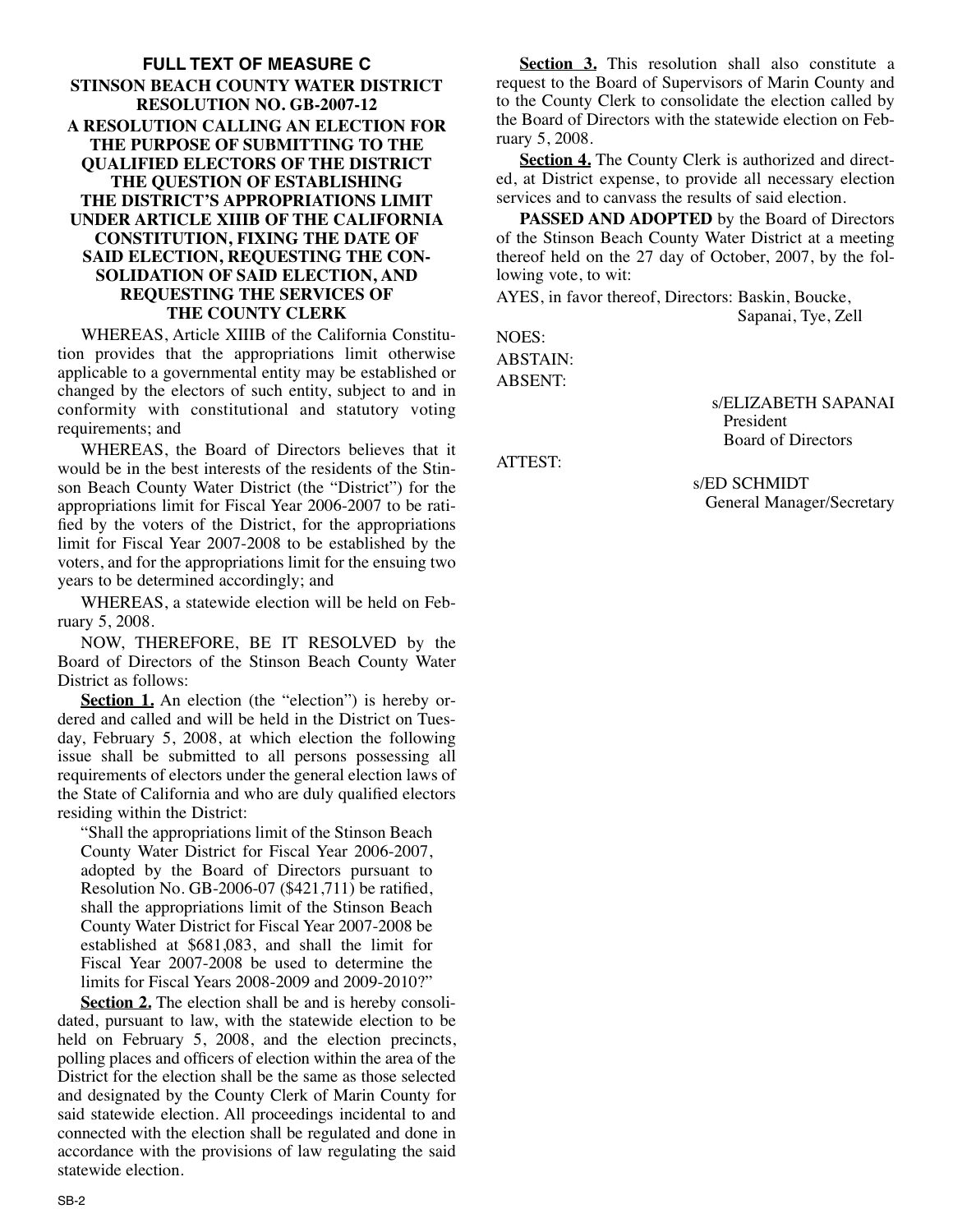## FULL TEXT OF MEASURE C

### STINSON BEACH COUNTY WATER DISTRICT RESOLUTION NO. GB-2007-12

### A RESOLUTION CALLING AN ELECTION FOR THE PURPOSE OF SUBMITTING TO THE QUALIFIED ELECTORS OF THE DISTRICT THE QUESTION OF ESTABLISHING THE DISTRICT'S APPROPRIATIONS LIMIT UNDER ARTICLE XIIIB OF THE CALIFORNIA CONSTITUTION, FIXING THE DATE OF SAID ELECTION, REQUESTING THE CONSOLIDATION OF SAID ELECTION, AND REQUESTING THE SERVICES OF THE COUNTY CLERK

WHEREAS, Article XIIIB of the California Constitution provides that the appropriations limit otherwise applicable to a governmental entity may be established or changed by the electors of such entity, subject to and in conformity with constitutional and statutory voting requirements; and

WHEREAS, the Board of Directors believes that it would be in the best interests of the residents of the Stinson Beach County Water District (the "District") for the appropriations limit for Fiscal Year 2006-2007 to be ratified by the voters of the District, for the appropriations limit for Fiscal Year 2007-2008 to be established by the voters, and for the appropriations limit for the ensuing two years to be determined accordingly; and

WHEREAS, a statewide election will be held on February 5, 2008.

NOW, THEREFORE, BE IT RESOLVED by the Board of Directors of the Stinson Beach County Water District as follows:

**Section 1.** An election (the "election") is hereby ordered and called and will be held in the District on Tuesday, February 5, 2008, at which election the following issue shall be submitted to all persons possessing all requirements of electors under the general election laws of the State of California and who are duly qualified electors residing within the District:

> "Shall the appropriations limit of the Stinson Beach County Water District for Fiscal Year 2006-2007, adopted by the Board of Directors pursuant to Resolution No. GB-2006-07 ($421,711) be ratified, shall the appropriations limit of the Stinson Beach County Water District for Fiscal Year 2007-2008 be established at $681,083, and shall the limit for Fiscal Year 2007-2008 be used to determine the limits for Fiscal Years 2008-2009 and 2009-2010?"

**Section 2.** The election shall be and is hereby consolidated, pursuant to law, with the statewide election to be held on February 5, 2008, and the election precincts, polling places and officers of election within the area of the District for the election shall be the same as those selected and designated by the County Clerk of Marin County for said statewide election. All proceedings incidental to and connected with the election shall be regulated and done in accordance with the provisions of law regulating the said statewide election.

**Section 3.** This resolution shall also constitute a request to the Board of Supervisors of Marin County and to the County Clerk to consolidate the election called by the Board of Directors with the statewide election on February 5, 2008.

**Section 4.** The County Clerk is authorized and directed, at District expense, to provide all necessary election services and to canvass the results of said election.

**PASSED AND ADOPTED** by the Board of Directors of the Stinson Beach County Water District at a meeting thereof held on the 27 day of October, 2007, by the following vote, to wit:

AYES, in favor thereof, Directors: Baskin, Boucke, Sapanai, Tye, Zell

NOES:

ABSTAIN:

ABSENT:

s/ELIZABETH SAPANAI
President
Board of Directors

ATTEST:

s/ED SCHMIDT
General Manager/Secretary